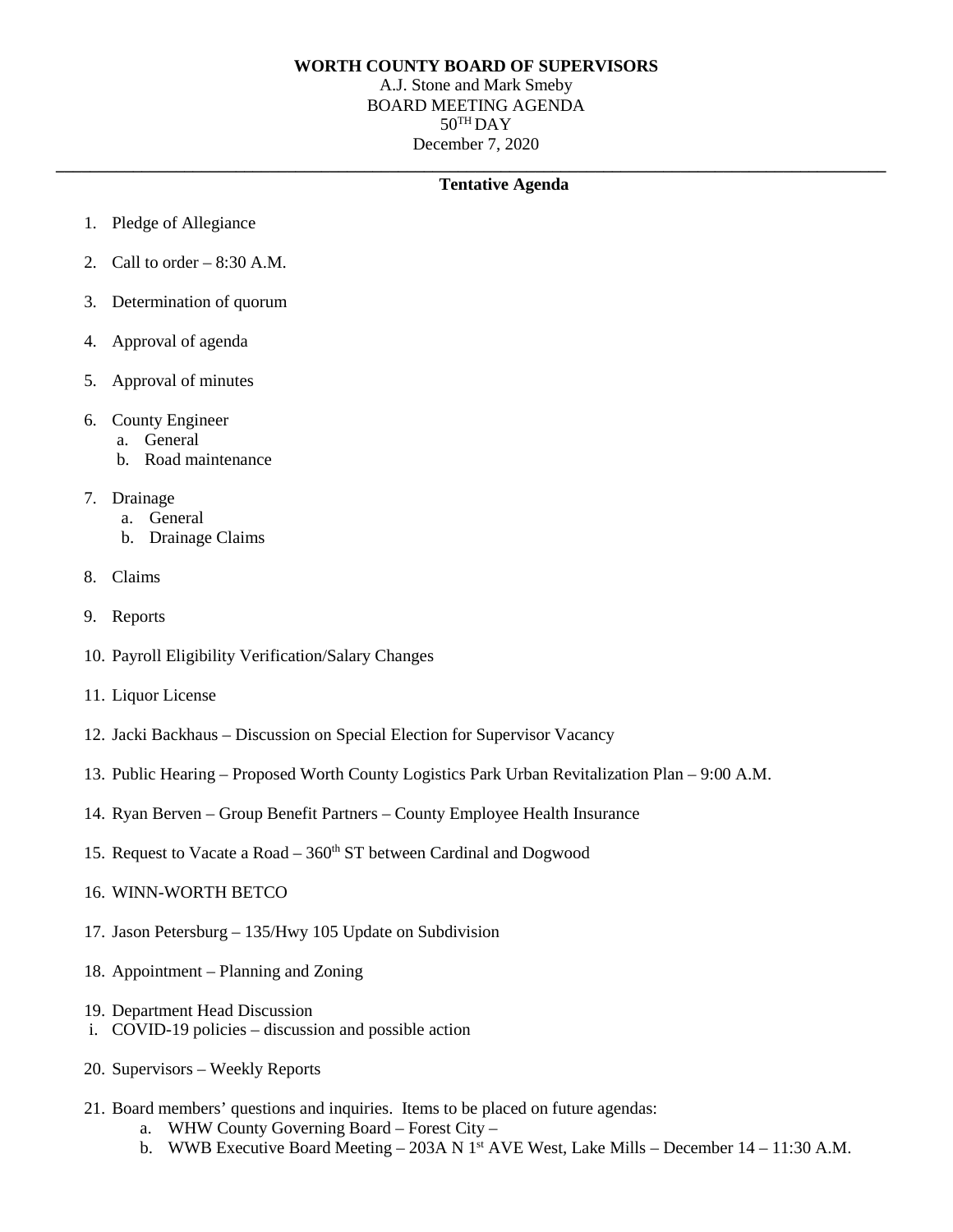**WORTH COUNTY BOARD OF SUPERVISORS**

A.J. Stone and Mark Smeby

BOARD MEETING AGENDA

50TH DAY

December 7, 2020

---

**Tentative Agenda**

1. Pledge of Allegiance
2. Call to order – 8:30 A.M.
3. Determination of quorum
4. Approval of agenda
5. Approval of minutes
6. County Engineer
   a. General
   b. Road maintenance
7. Drainage
   a. General
   b. Drainage Claims
8. Claims
9. Reports
10. Payroll Eligibility Verification/Salary Changes
11. Liquor License
12. Jacki Backhaus – Discussion on Special Election for Supervisor Vacancy
13. Public Hearing – Proposed Worth County Logistics Park Urban Revitalization Plan – 9:00 A.M.
14. Ryan Berven – Group Benefit Partners – County Employee Health Insurance
15. Request to Vacate a Road – 360th ST between Cardinal and Dogwood
16. WINN-WORTH BETCO
17. Jason Petersburg – 135/Hwy 105 Update on Subdivision
18. Appointment – Planning and Zoning
19. Department Head Discussion
    i. COVID-19 policies – discussion and possible action
20. Supervisors – Weekly Reports
21. Board members' questions and inquiries. Items to be placed on future agendas:
    a. WHW County Governing Board – Forest City –
    b. WWB Executive Board Meeting – 203A N 1st AVE West, Lake Mills – December 14 – 11:30 A.M.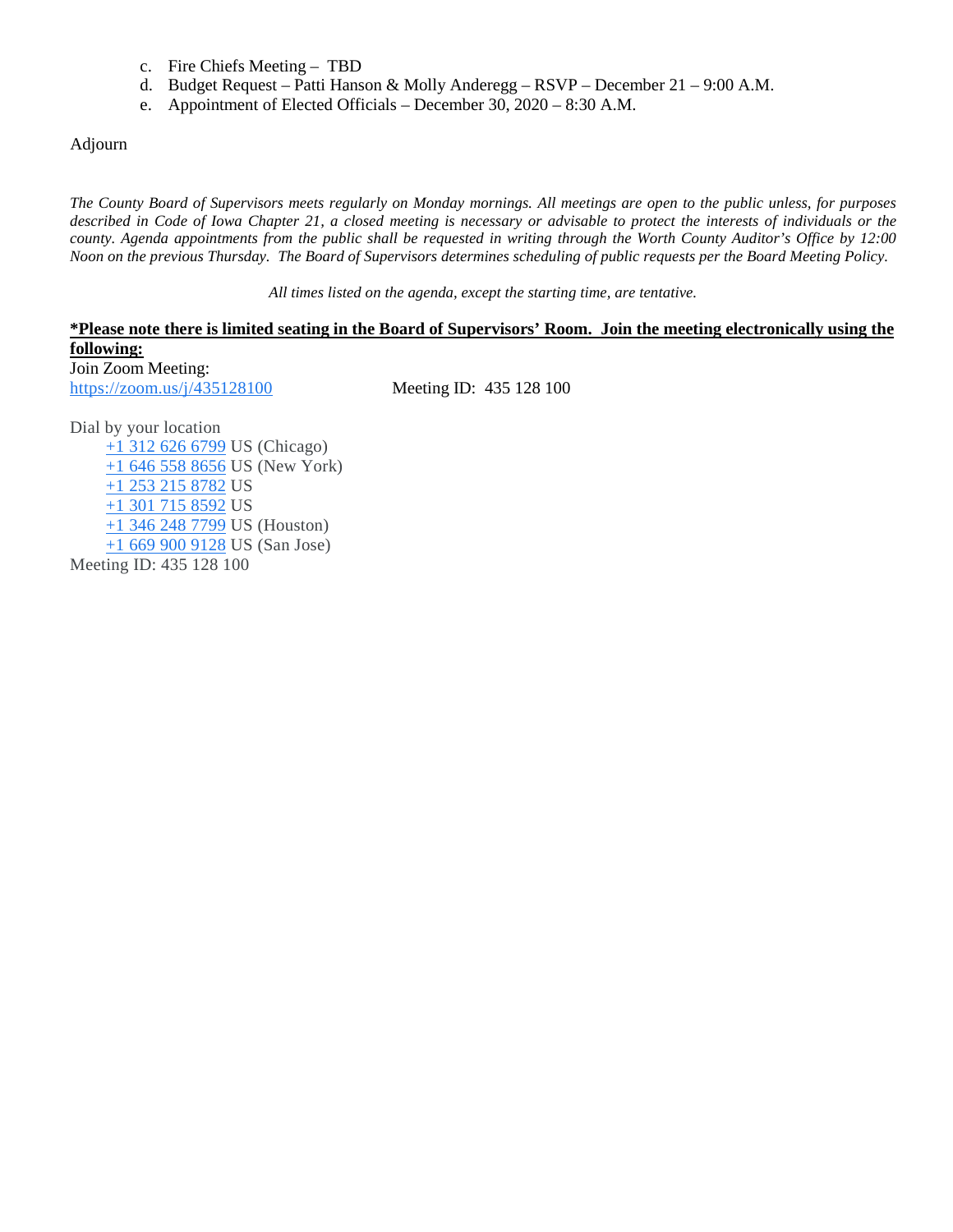c. Fire Chiefs Meeting – TBD
d. Budget Request – Patti Hanson & Molly Anderegg – RSVP – December 21 – 9:00 A.M.
e. Appointment of Elected Officials – December 30, 2020 – 8:30 A.M.

Adjourn

*The County Board of Supervisors meets regularly on Monday mornings. All meetings are open to the public unless, for purposes described in Code of Iowa Chapter 21, a closed meeting is necessary or advisable to protect the interests of individuals or the county. Agenda appointments from the public shall be requested in writing through the Worth County Auditor's Office by 12:00 Noon on the previous Thursday. The Board of Supervisors determines scheduling of public requests per the Board Meeting Policy.*

*All times listed on the agenda, except the starting time, are tentative.*

**\*Please note there is limited seating in the Board of Supervisors' Room. Join the meeting electronically using the following:**

Join Zoom Meeting:
https://zoom.us/j/435128100 Meeting ID: 435 128 100

Dial by your location
+1 312 626 6799 US (Chicago)
+1 646 558 8656 US (New York)
+1 253 215 8782 US
+1 301 715 8592 US
+1 346 248 7799 US (Houston)
+1 669 900 9128 US (San Jose)
Meeting ID: 435 128 100